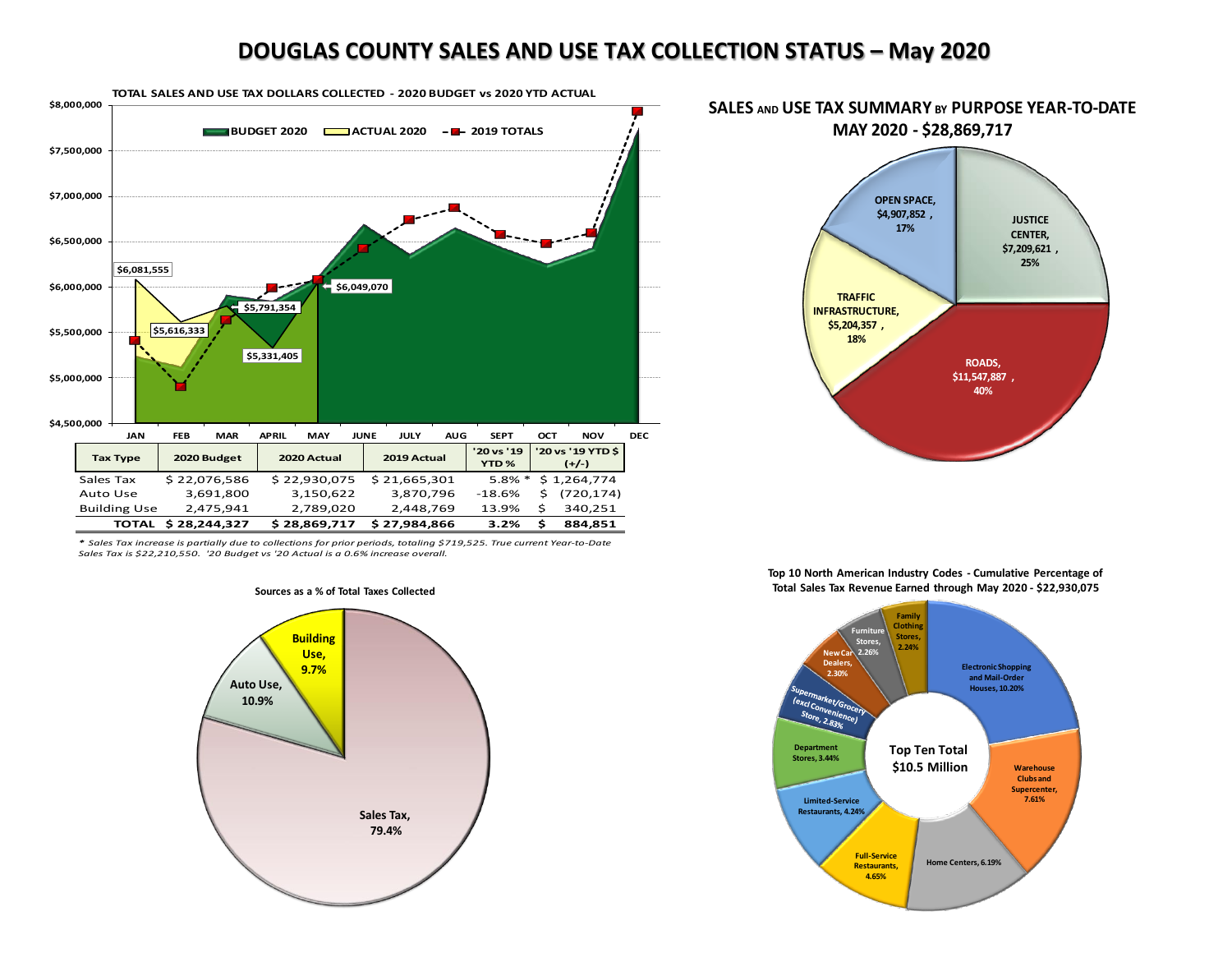# DOUGLAS COUNTY SALES AND USE TAX COLLECTION STATUS – May 2020

TOTAL SALES AND USE TAX DOLLARS COLLECTED - 2020 BUDGET vs 2020 YTD ACTUAL

BUDGET 2020 ACTUAL 2020 2019 TOTALS

$8,000,000
$7,500,000
$7,000,000
$6,500,000
$6,000,000
$5,500,000
$5,000,000
$4,500,000

JAN FEB MAR APRIL MAY JUNE JULY AUG SEPT OCT NOV DEC

$6,081,555
$5,616,333
$5,791,354
$5,331,405
$6,049,070

| Tax Type | 2020 Budget | 2020 Actual | 2019 Actual | '20 vs '19 YTD % | '20 vs '19 YTD $ (+/-) |
|---|---|---|---|---|---|
| Sales Tax | $ 22,076,586 | $ 22,930,075 | $ 21,665,301 | 5.8% * | $ 1,264,774 |
| Auto Use | 3,691,800 | 3,150,622 | 3,870,796 | -18.6% | $ (720,174) |
| Building Use | 2,475,941 | 2,789,020 | 2,448,769 | 13.9% | $ 340,251 |
| **TOTAL** | **$ 28,244,327** | **$ 28,869,717** | **$ 27,984,866** | **3.2%** | **$ 884,851** |

*\* Sales Tax increase is partially due to collections for prior periods, totaling $719,525. True current Year-to-Date Sales Tax is $22,210,550. '20 Budget vs '20 Actual is a 0.6% increase overall.*

## SALES AND USE TAX SUMMARY BY PURPOSE YEAR-TO-DATE MAY 2020 - $28,869,717

JUSTICE CENTER, $7,209,621 , 25%
ROADS, $11,547,887 , 40%
TRAFFIC INFRASTRUCTURE, $5,204,357 , 18%
OPEN SPACE, $4,907,852 , 17%

### Sources as a % of Total Taxes Collected

Building Use, 9.7%
Auto Use, 10.9%
Sales Tax, 79.4%

### Top 10 North American Industry Codes - Cumulative Percentage of Total Sales Tax Revenue Earned through May 2020 - $22,930,075

Top Ten Total $10.5 Million

Electronic Shopping and Mail-Order Houses, 10.20%
Warehouse Clubs and Supercenter, 7.61%
Home Centers, 6.19%
Full-Service Restaurants, 4.65%
Limited-Service Restaurants, 4.24%
Department Stores, 3.44%
Supermarket/Grocery (excl Convenience) Store, 2.83%
New Car Dealers, 2.30%
Furniture Stores, 2.26%
Family Clothing Stores, 2.24%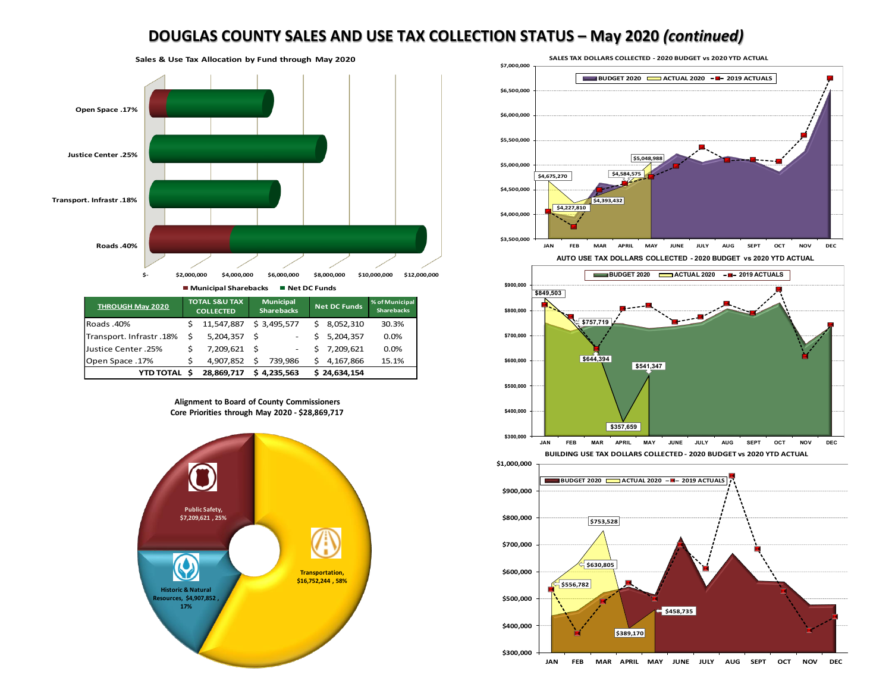# DOUGLAS COUNTY SALES AND USE TAX COLLECTION STATUS – May 2020 *(continued)*

**Sales & Use Tax Allocation by Fund through May 2020**

Open Space .17%
Justice Center .25%
Transport. Infrastr .18%
Roads .40%

$-
$2,000,000
$4,000,000
$6,000,000
$8,000,000
$10,000,000
$12,000,000

Municipal Sharebacks
Net DC Funds

| THROUGH May 2020 | TOTAL S&U TAX COLLECTED | Municipal Sharebacks | Net DC Funds | % of Municipal Sharebacks |
|---|---|---|---|---|
| Roads .40% | $ 11,547,887 | $ 3,495,577 | $ 8,052,310 | 30.3% |
| Transport. Infrastr .18% | $ 5,204,357 | $ - | $ 5,204,357 | 0.0% |
| Justice Center .25% | $ 7,209,621 | $ - | $ 7,209,621 | 0.0% |
| Open Space .17% | $ 4,907,852 | $ 739,986 | $ 4,167,866 | 15.1% |
| **YTD TOTAL** | **$ 28,869,717** | **$ 4,235,563** | **$ 24,634,154** | |

**Alignment to Board of County Commissioners Core Priorities through May 2020 - $28,869,717**

Public Safety, $7,209,621 , 25%
Transportation, $16,752,244 , 58%
Historic & Natural Resources, $4,907,852 , 17%

**SALES TAX DOLLARS COLLECTED - 2020 BUDGET vs 2020 YTD ACTUAL**

BUDGET 2020
ACTUAL 2020
2019 ACTUALS

$7,000,000
$6,500,000
$6,000,000
$5,500,000
$5,000,000
$4,500,000
$4,000,000
$3,500,000

$4,675,270
$4,227,810
$4,393,432
$4,584,575
$5,048,988

JAN FEB MAR APRIL MAY JUNE JULY AUG SEPT OCT NOV DEC

**AUTO USE TAX DOLLARS COLLECTED - 2020 BUDGET vs 2020 YTD ACTUAL**

BUDGET 2020
ACTUAL 2020
2019 ACTUALS

$900,000
$800,000
$700,000
$600,000
$500,000
$400,000
$300,000

$849,503
$757,719
$644,394
$357,659
$541,347

JAN FEB MAR APRIL MAY JUNE JULY AUG SEPT OCT NOV DEC

**BUILDING USE TAX DOLLARS COLLECTED - 2020 BUDGET vs 2020 YTD ACTUAL**

BUDGET 2020
ACTUAL 2020
2019 ACTUALS

$1,000,000
$900,000
$800,000
$700,000
$600,000
$500,000
$400,000
$300,000

$556,782
$630,805
$753,528
$389,170
$458,735

JAN FEB MAR APRIL MAY JUNE JULY AUG SEPT OCT NOV DEC